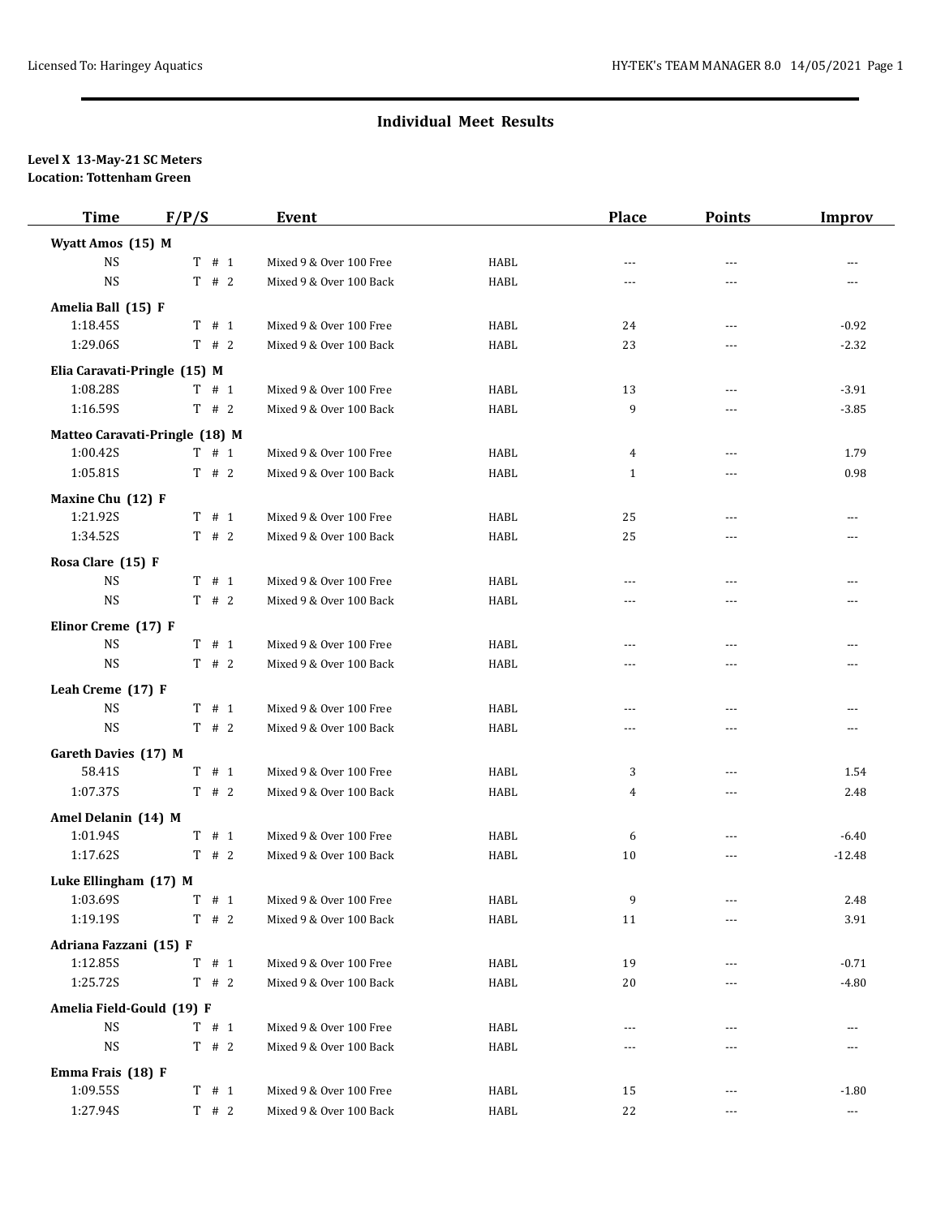## Individual Meet Results

**Level X 13-May-21 SC Meters**
**Location: Tottenham Green**

| Time | F/P/S | Event | | Place | Points | Improv |
|---|---|---|---|---|---|---|
| **Wyatt Amos (15) M** | | | | | | |
| NS | T # 1 | Mixed 9 & Over 100 Free | HABL | --- | --- | --- |
| NS | T # 2 | Mixed 9 & Over 100 Back | HABL | --- | --- | --- |
| **Amelia Ball (15) F** | | | | | | |
| 1:18.45S | T # 1 | Mixed 9 & Over 100 Free | HABL | 24 | --- | -0.92 |
| 1:29.06S | T # 2 | Mixed 9 & Over 100 Back | HABL | 23 | --- | -2.32 |
| **Elia Caravati-Pringle (15) M** | | | | | | |
| 1:08.28S | T # 1 | Mixed 9 & Over 100 Free | HABL | 13 | --- | -3.91 |
| 1:16.59S | T # 2 | Mixed 9 & Over 100 Back | HABL | 9 | --- | -3.85 |
| **Matteo Caravati-Pringle (18) M** | | | | | | |
| 1:00.42S | T # 1 | Mixed 9 & Over 100 Free | HABL | 4 | --- | 1.79 |
| 1:05.81S | T # 2 | Mixed 9 & Over 100 Back | HABL | 1 | --- | 0.98 |
| **Maxine Chu (12) F** | | | | | | |
| 1:21.92S | T # 1 | Mixed 9 & Over 100 Free | HABL | 25 | --- | --- |
| 1:34.52S | T # 2 | Mixed 9 & Over 100 Back | HABL | 25 | --- | --- |
| **Rosa Clare (15) F** | | | | | | |
| NS | T # 1 | Mixed 9 & Over 100 Free | HABL | --- | --- | --- |
| NS | T # 2 | Mixed 9 & Over 100 Back | HABL | --- | --- | --- |
| **Elinor Creme (17) F** | | | | | | |
| NS | T # 1 | Mixed 9 & Over 100 Free | HABL | --- | --- | --- |
| NS | T # 2 | Mixed 9 & Over 100 Back | HABL | --- | --- | --- |
| **Leah Creme (17) F** | | | | | | |
| NS | T # 1 | Mixed 9 & Over 100 Free | HABL | --- | --- | --- |
| NS | T # 2 | Mixed 9 & Over 100 Back | HABL | --- | --- | --- |
| **Gareth Davies (17) M** | | | | | | |
| 58.41S | T # 1 | Mixed 9 & Over 100 Free | HABL | 3 | --- | 1.54 |
| 1:07.37S | T # 2 | Mixed 9 & Over 100 Back | HABL | 4 | --- | 2.48 |
| **Amel Delanin (14) M** | | | | | | |
| 1:01.94S | T # 1 | Mixed 9 & Over 100 Free | HABL | 6 | --- | -6.40 |
| 1:17.62S | T # 2 | Mixed 9 & Over 100 Back | HABL | 10 | --- | -12.48 |
| **Luke Ellingham (17) M** | | | | | | |
| 1:03.69S | T # 1 | Mixed 9 & Over 100 Free | HABL | 9 | --- | 2.48 |
| 1:19.19S | T # 2 | Mixed 9 & Over 100 Back | HABL | 11 | --- | 3.91 |
| **Adriana Fazzani (15) F** | | | | | | |
| 1:12.85S | T # 1 | Mixed 9 & Over 100 Free | HABL | 19 | --- | -0.71 |
| 1:25.72S | T # 2 | Mixed 9 & Over 100 Back | HABL | 20 | --- | -4.80 |
| **Amelia Field-Gould (19) F** | | | | | | |
| NS | T # 1 | Mixed 9 & Over 100 Free | HABL | --- | --- | --- |
| NS | T # 2 | Mixed 9 & Over 100 Back | HABL | --- | --- | --- |
| **Emma Frais (18) F** | | | | | | |
| 1:09.55S | T # 1 | Mixed 9 & Over 100 Free | HABL | 15 | --- | -1.80 |
| 1:27.94S | T # 2 | Mixed 9 & Over 100 Back | HABL | 22 | --- | --- |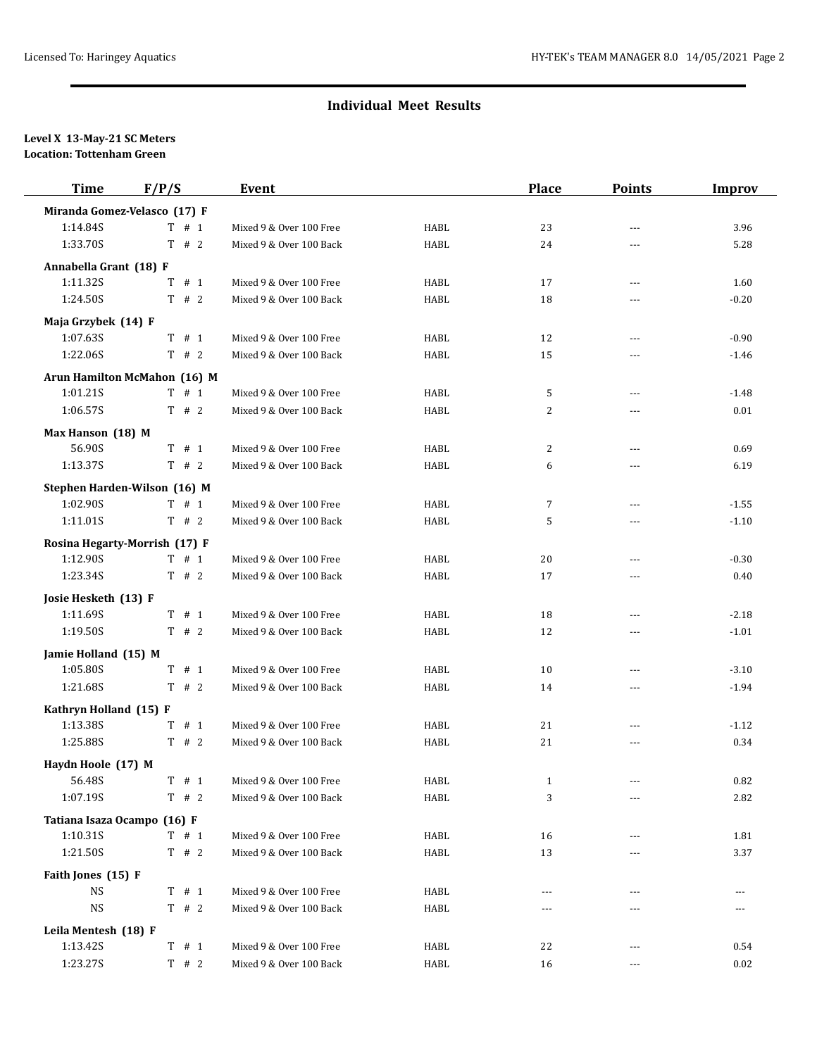## Individual Meet Results

**Level X 13-May-21 SC Meters**
**Location: Tottenham Green**

| Time | F/P/S | Event | | Place | Points | Improv |
|---|---|---|---|---|---|---|
| **Miranda Gomez-Velasco (17) F** | | | | | | |
| 1:14.84S | T # 1 | Mixed 9 & Over 100 Free | HABL | 23 | --- | 3.96 |
| 1:33.70S | T # 2 | Mixed 9 & Over 100 Back | HABL | 24 | --- | 5.28 |
| **Annabella Grant (18) F** | | | | | | |
| 1:11.32S | T # 1 | Mixed 9 & Over 100 Free | HABL | 17 | --- | 1.60 |
| 1:24.50S | T # 2 | Mixed 9 & Over 100 Back | HABL | 18 | --- | -0.20 |
| **Maja Grzybek (14) F** | | | | | | |
| 1:07.63S | T # 1 | Mixed 9 & Over 100 Free | HABL | 12 | --- | -0.90 |
| 1:22.06S | T # 2 | Mixed 9 & Over 100 Back | HABL | 15 | --- | -1.46 |
| **Arun Hamilton McMahon (16) M** | | | | | | |
| 1:01.21S | T # 1 | Mixed 9 & Over 100 Free | HABL | 5 | --- | -1.48 |
| 1:06.57S | T # 2 | Mixed 9 & Over 100 Back | HABL | 2 | --- | 0.01 |
| **Max Hanson (18) M** | | | | | | |
| 56.90S | T # 1 | Mixed 9 & Over 100 Free | HABL | 2 | --- | 0.69 |
| 1:13.37S | T # 2 | Mixed 9 & Over 100 Back | HABL | 6 | --- | 6.19 |
| **Stephen Harden-Wilson (16) M** | | | | | | |
| 1:02.90S | T # 1 | Mixed 9 & Over 100 Free | HABL | 7 | --- | -1.55 |
| 1:11.01S | T # 2 | Mixed 9 & Over 100 Back | HABL | 5 | --- | -1.10 |
| **Rosina Hegarty-Morrish (17) F** | | | | | | |
| 1:12.90S | T # 1 | Mixed 9 & Over 100 Free | HABL | 20 | --- | -0.30 |
| 1:23.34S | T # 2 | Mixed 9 & Over 100 Back | HABL | 17 | --- | 0.40 |
| **Josie Hesketh (13) F** | | | | | | |
| 1:11.69S | T # 1 | Mixed 9 & Over 100 Free | HABL | 18 | --- | -2.18 |
| 1:19.50S | T # 2 | Mixed 9 & Over 100 Back | HABL | 12 | --- | -1.01 |
| **Jamie Holland (15) M** | | | | | | |
| 1:05.80S | T # 1 | Mixed 9 & Over 100 Free | HABL | 10 | --- | -3.10 |
| 1:21.68S | T # 2 | Mixed 9 & Over 100 Back | HABL | 14 | --- | -1.94 |
| **Kathryn Holland (15) F** | | | | | | |
| 1:13.38S | T # 1 | Mixed 9 & Over 100 Free | HABL | 21 | --- | -1.12 |
| 1:25.88S | T # 2 | Mixed 9 & Over 100 Back | HABL | 21 | --- | 0.34 |
| **Haydn Hoole (17) M** | | | | | | |
| 56.48S | T # 1 | Mixed 9 & Over 100 Free | HABL | 1 | --- | 0.82 |
| 1:07.19S | T # 2 | Mixed 9 & Over 100 Back | HABL | 3 | --- | 2.82 |
| **Tatiana Isaza Ocampo (16) F** | | | | | | |
| 1:10.31S | T # 1 | Mixed 9 & Over 100 Free | HABL | 16 | --- | 1.81 |
| 1:21.50S | T # 2 | Mixed 9 & Over 100 Back | HABL | 13 | --- | 3.37 |
| **Faith Jones (15) F** | | | | | | |
| NS | T # 1 | Mixed 9 & Over 100 Free | HABL | --- | --- | --- |
| NS | T # 2 | Mixed 9 & Over 100 Back | HABL | --- | --- | --- |
| **Leila Mentesh (18) F** | | | | | | |
| 1:13.42S | T # 1 | Mixed 9 & Over 100 Free | HABL | 22 | --- | 0.54 |
| 1:23.27S | T # 2 | Mixed 9 & Over 100 Back | HABL | 16 | --- | 0.02 |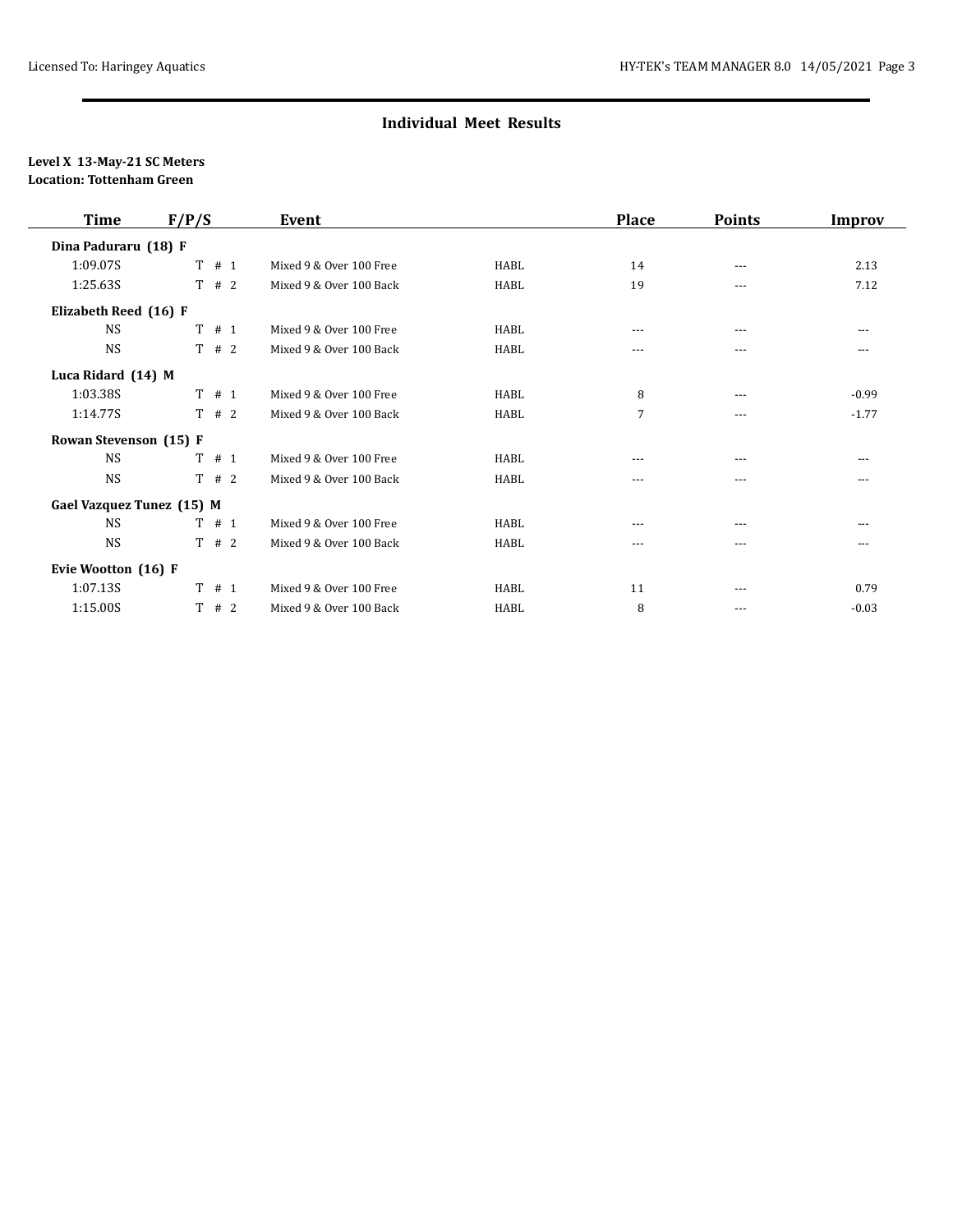## Individual Meet Results

**Level X 13-May-21 SC Meters**
**Location: Tottenham Green**

| Time | F/P/S | Event | | Place | Points | Improv |
|---|---|---|---|---|---|---|
| **Dina Paduraru (18) F** | | | | | | |
| 1:09.07S | T # 1 | Mixed 9 & Over 100 Free | HABL | 14 | --- | 2.13 |
| 1:25.63S | T # 2 | Mixed 9 & Over 100 Back | HABL | 19 | --- | 7.12 |
| **Elizabeth Reed (16) F** | | | | | | |
| NS | T # 1 | Mixed 9 & Over 100 Free | HABL | --- | --- | --- |
| NS | T # 2 | Mixed 9 & Over 100 Back | HABL | --- | --- | --- |
| **Luca Ridard (14) M** | | | | | | |
| 1:03.38S | T # 1 | Mixed 9 & Over 100 Free | HABL | 8 | --- | -0.99 |
| 1:14.77S | T # 2 | Mixed 9 & Over 100 Back | HABL | 7 | --- | -1.77 |
| **Rowan Stevenson (15) F** | | | | | | |
| NS | T # 1 | Mixed 9 & Over 100 Free | HABL | --- | --- | --- |
| NS | T # 2 | Mixed 9 & Over 100 Back | HABL | --- | --- | --- |
| **Gael Vazquez Tunez (15) M** | | | | | | |
| NS | T # 1 | Mixed 9 & Over 100 Free | HABL | --- | --- | --- |
| NS | T # 2 | Mixed 9 & Over 100 Back | HABL | --- | --- | --- |
| **Evie Wootton (16) F** | | | | | | |
| 1:07.13S | T # 1 | Mixed 9 & Over 100 Free | HABL | 11 | --- | 0.79 |
| 1:15.00S | T # 2 | Mixed 9 & Over 100 Back | HABL | 8 | --- | -0.03 |